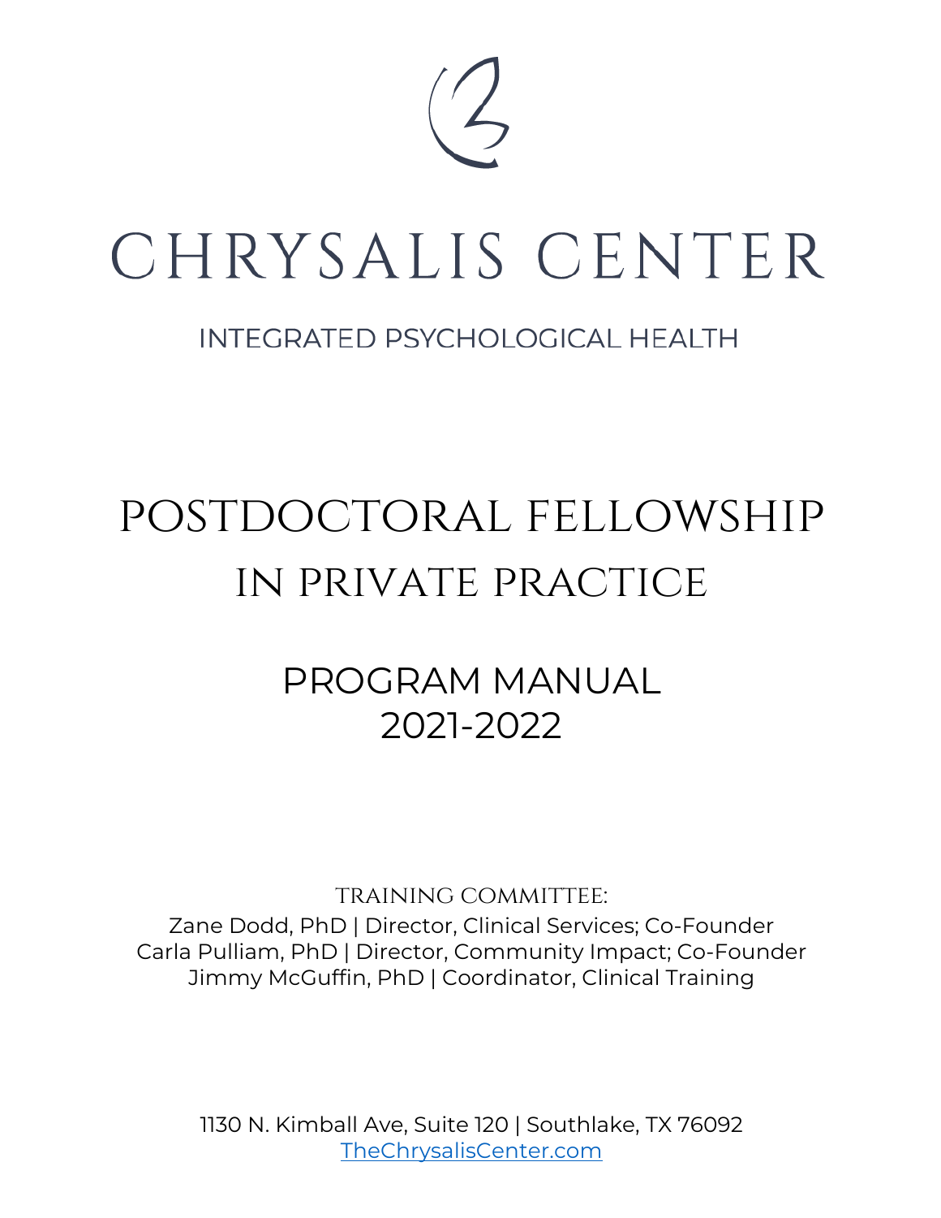# CHRYSALIS CENTER

INTEGRATED PSYCHOLOGICAL HEALTH

# POSTDOCTORAL FELLOWSHIP IN PRIVATE PRACTICE

## PROGRAM MANUAL 2021-2022

TRAINING COMMITTEE:

Zane Dodd, PhD | Director, Clinical Services; Co-Founder
Carla Pulliam, PhD | Director, Community Impact; Co-Founder
Jimmy McGuffin, PhD | Coordinator, Clinical Training

1130 N. Kimball Ave, Suite 120 | Southlake, TX 76092
TheChrysalisCenter.com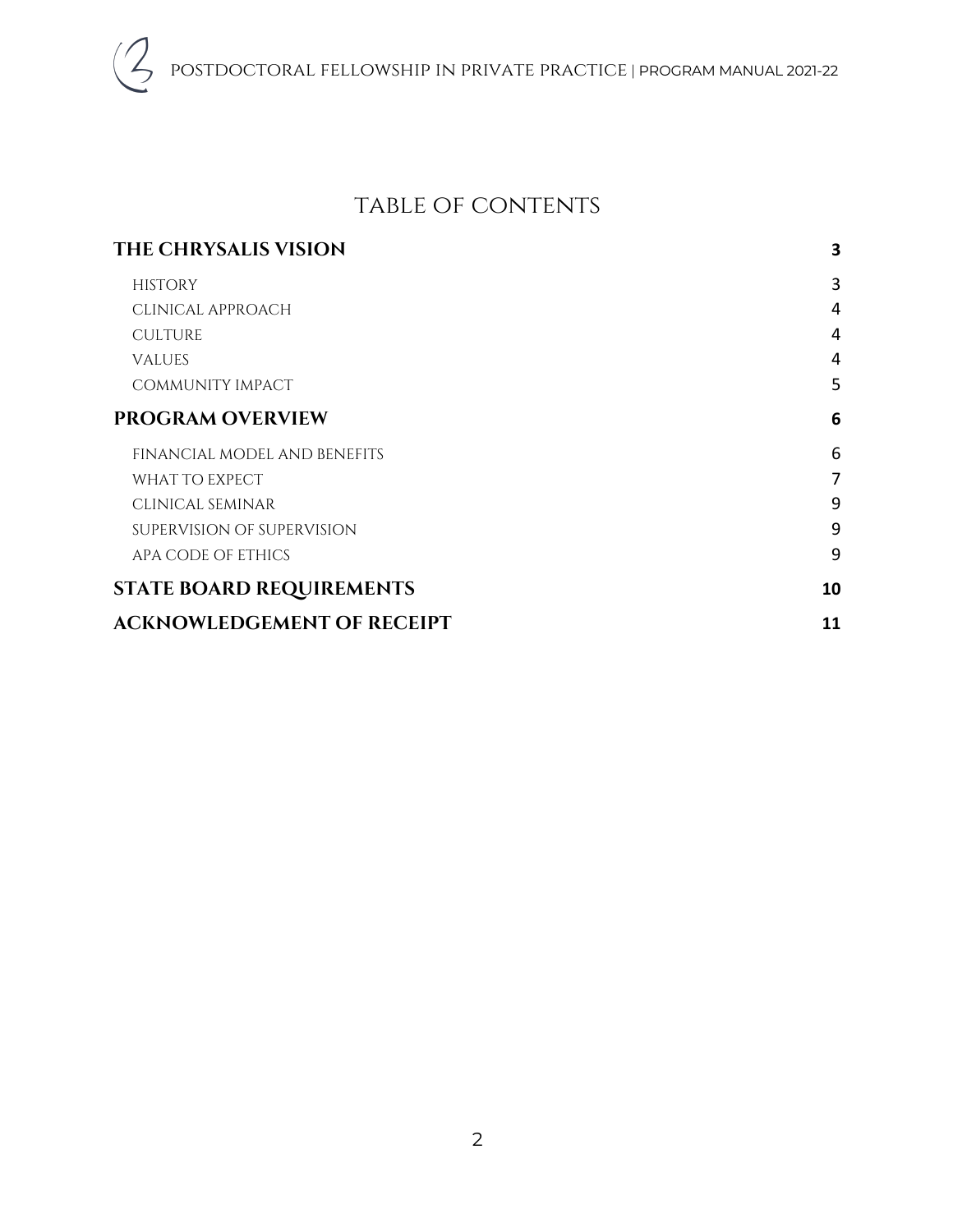# TABLE OF CONTENTS

| | |
|---|---|
| **THE CHRYSALIS VISION** | **3** |
| HISTORY | 3 |
| CLINICAL APPROACH | 4 |
| CULTURE | 4 |
| VALUES | 4 |
| COMMUNITY IMPACT | 5 |
| **PROGRAM OVERVIEW** | **6** |
| FINANCIAL MODEL AND BENEFITS | 6 |
| WHAT TO EXPECT | 7 |
| CLINICAL SEMINAR | 9 |
| SUPERVISION OF SUPERVISION | 9 |
| APA CODE OF ETHICS | 9 |
| **STATE BOARD REQUIREMENTS** | **10** |
| **ACKNOWLEDGEMENT OF RECEIPT** | **11** |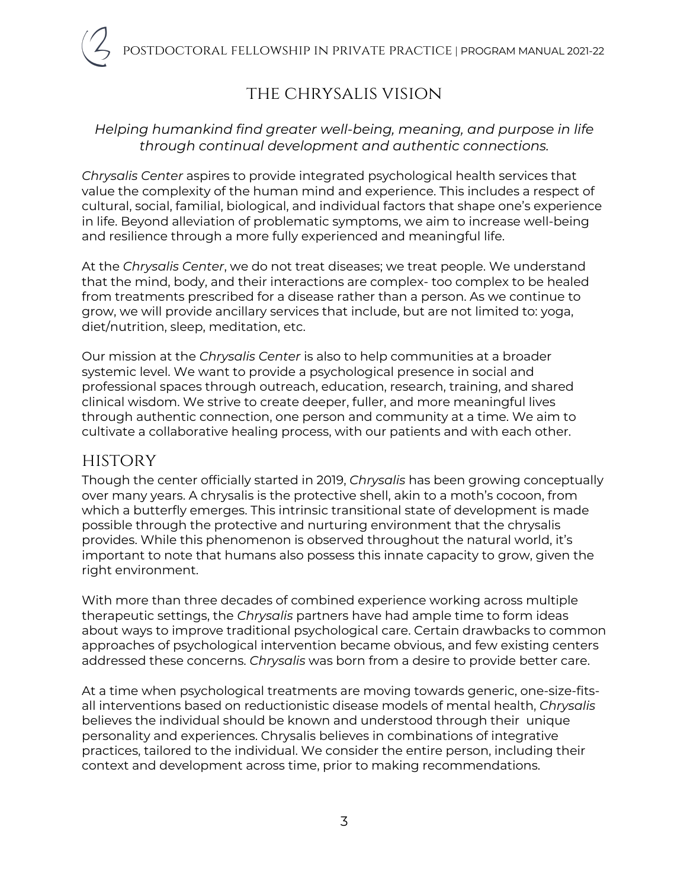# THE CHRYSALIS VISION

*Helping humankind find greater well-being, meaning, and purpose in life through continual development and authentic connections.*

*Chrysalis Center* aspires to provide integrated psychological health services that value the complexity of the human mind and experience. This includes a respect of cultural, social, familial, biological, and individual factors that shape one's experience in life. Beyond alleviation of problematic symptoms, we aim to increase well-being and resilience through a more fully experienced and meaningful life.

At the *Chrysalis Center*, we do not treat diseases; we treat people. We understand that the mind, body, and their interactions are complex- too complex to be healed from treatments prescribed for a disease rather than a person. As we continue to grow, we will provide ancillary services that include, but are not limited to: yoga, diet/nutrition, sleep, meditation, etc.

Our mission at the *Chrysalis Center* is also to help communities at a broader systemic level. We want to provide a psychological presence in social and professional spaces through outreach, education, research, training, and shared clinical wisdom. We strive to create deeper, fuller, and more meaningful lives through authentic connection, one person and community at a time. We aim to cultivate a collaborative healing process, with our patients and with each other.

## HISTORY

Though the center officially started in 2019, *Chrysalis* has been growing conceptually over many years. A chrysalis is the protective shell, akin to a moth's cocoon, from which a butterfly emerges. This intrinsic transitional state of development is made possible through the protective and nurturing environment that the chrysalis provides. While this phenomenon is observed throughout the natural world, it's important to note that humans also possess this innate capacity to grow, given the right environment.

With more than three decades of combined experience working across multiple therapeutic settings, the *Chrysalis* partners have had ample time to form ideas about ways to improve traditional psychological care. Certain drawbacks to common approaches of psychological intervention became obvious, and few existing centers addressed these concerns. *Chrysalis* was born from a desire to provide better care.

At a time when psychological treatments are moving towards generic, one-size-fits-all interventions based on reductionistic disease models of mental health, *Chrysalis* believes the individual should be known and understood through their unique personality and experiences. Chrysalis believes in combinations of integrative practices, tailored to the individual. We consider the entire person, including their context and development across time, prior to making recommendations.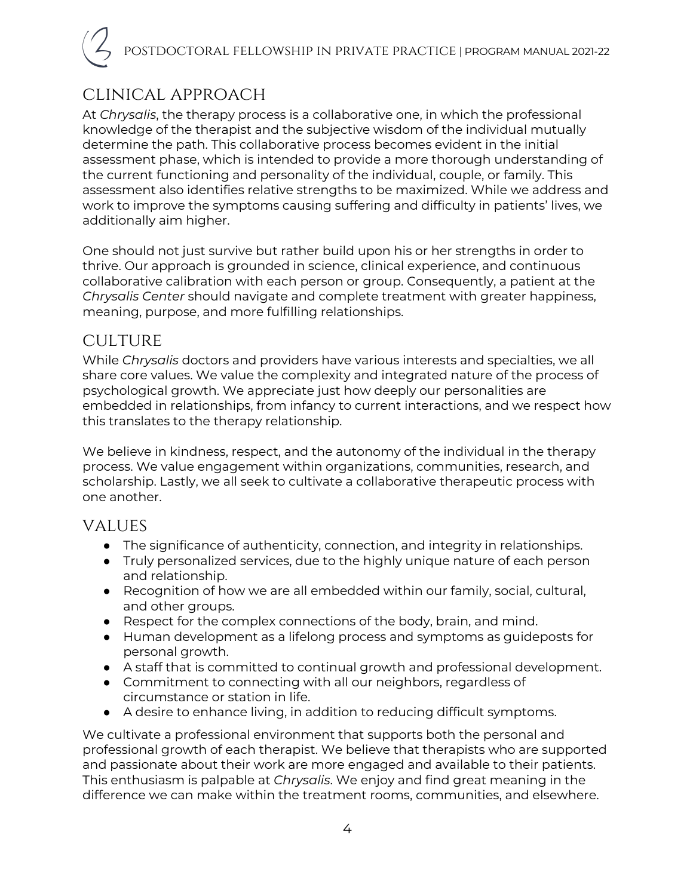## Clinical Approach

At *Chrysalis*, the therapy process is a collaborative one, in which the professional knowledge of the therapist and the subjective wisdom of the individual mutually determine the path. This collaborative process becomes evident in the initial assessment phase, which is intended to provide a more thorough understanding of the current functioning and personality of the individual, couple, or family. This assessment also identifies relative strengths to be maximized. While we address and work to improve the symptoms causing suffering and difficulty in patients' lives, we additionally aim higher.

One should not just survive but rather build upon his or her strengths in order to thrive. Our approach is grounded in science, clinical experience, and continuous collaborative calibration with each person or group. Consequently, a patient at the *Chrysalis Center* should navigate and complete treatment with greater happiness, meaning, purpose, and more fulfilling relationships.

## Culture

While *Chrysalis* doctors and providers have various interests and specialties, we all share core values. We value the complexity and integrated nature of the process of psychological growth. We appreciate just how deeply our personalities are embedded in relationships, from infancy to current interactions, and we respect how this translates to the therapy relationship.

We believe in kindness, respect, and the autonomy of the individual in the therapy process. We value engagement within organizations, communities, research, and scholarship. Lastly, we all seek to cultivate a collaborative therapeutic process with one another.

## Values

- The significance of authenticity, connection, and integrity in relationships.
- Truly personalized services, due to the highly unique nature of each person and relationship.
- Recognition of how we are all embedded within our family, social, cultural, and other groups.
- Respect for the complex connections of the body, brain, and mind.
- Human development as a lifelong process and symptoms as guideposts for personal growth.
- A staff that is committed to continual growth and professional development.
- Commitment to connecting with all our neighbors, regardless of circumstance or station in life.
- A desire to enhance living, in addition to reducing difficult symptoms.

We cultivate a professional environment that supports both the personal and professional growth of each therapist. We believe that therapists who are supported and passionate about their work are more engaged and available to their patients. This enthusiasm is palpable at *Chrysalis*. We enjoy and find great meaning in the difference we can make within the treatment rooms, communities, and elsewhere.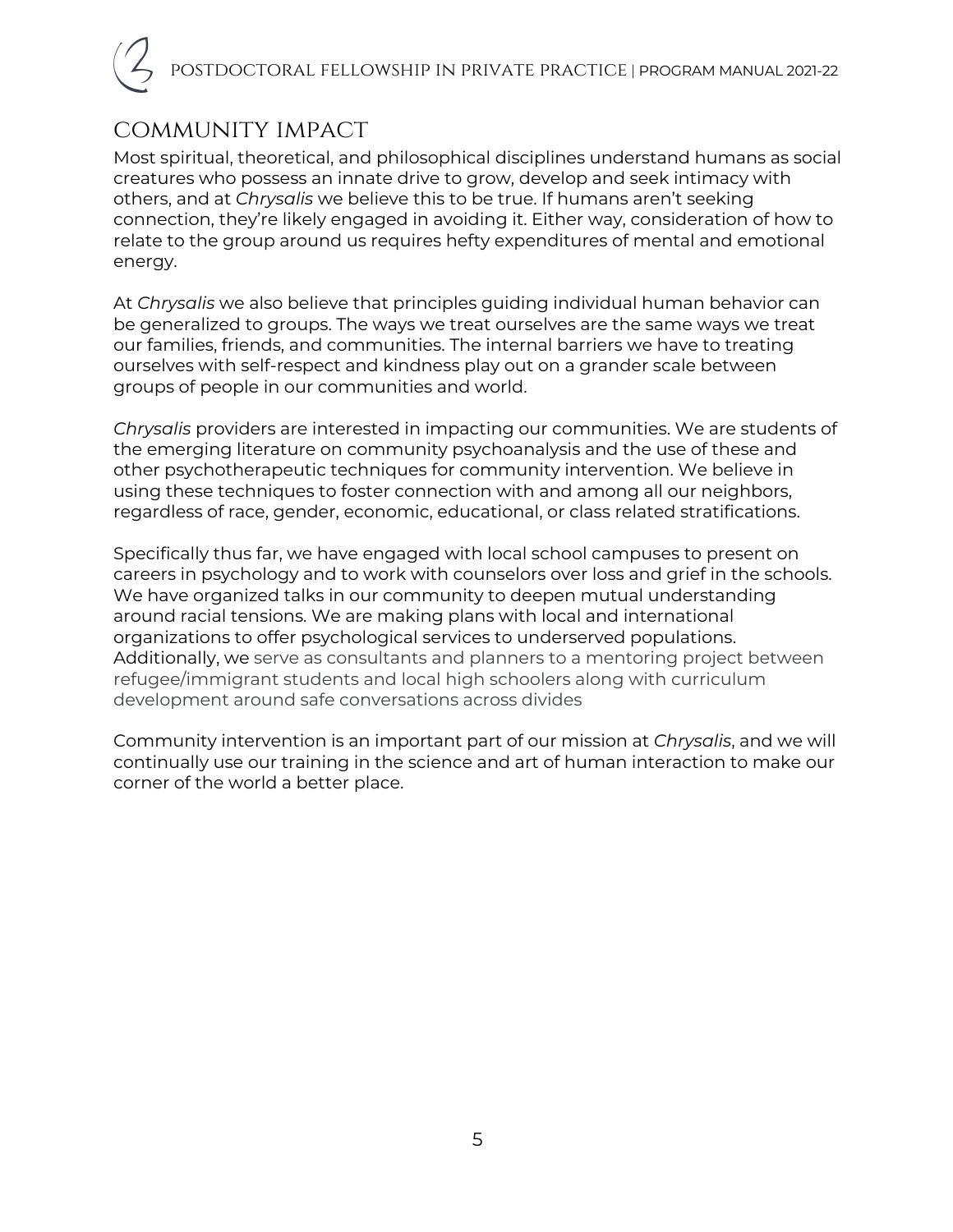## COMMUNITY IMPACT

Most spiritual, theoretical, and philosophical disciplines understand humans as social creatures who possess an innate drive to grow, develop and seek intimacy with others, and at *Chrysalis* we believe this to be true. If humans aren't seeking connection, they're likely engaged in avoiding it. Either way, consideration of how to relate to the group around us requires hefty expenditures of mental and emotional energy.

At *Chrysalis* we also believe that principles guiding individual human behavior can be generalized to groups. The ways we treat ourselves are the same ways we treat our families, friends, and communities. The internal barriers we have to treating ourselves with self-respect and kindness play out on a grander scale between groups of people in our communities and world.

*Chrysalis* providers are interested in impacting our communities. We are students of the emerging literature on community psychoanalysis and the use of these and other psychotherapeutic techniques for community intervention. We believe in using these techniques to foster connection with and among all our neighbors, regardless of race, gender, economic, educational, or class related stratifications.

Specifically thus far, we have engaged with local school campuses to present on careers in psychology and to work with counselors over loss and grief in the schools. We have organized talks in our community to deepen mutual understanding around racial tensions. We are making plans with local and international organizations to offer psychological services to underserved populations. Additionally, we serve as consultants and planners to a mentoring project between refugee/immigrant students and local high schoolers along with curriculum development around safe conversations across divides

Community intervention is an important part of our mission at *Chrysalis*, and we will continually use our training in the science and art of human interaction to make our corner of the world a better place.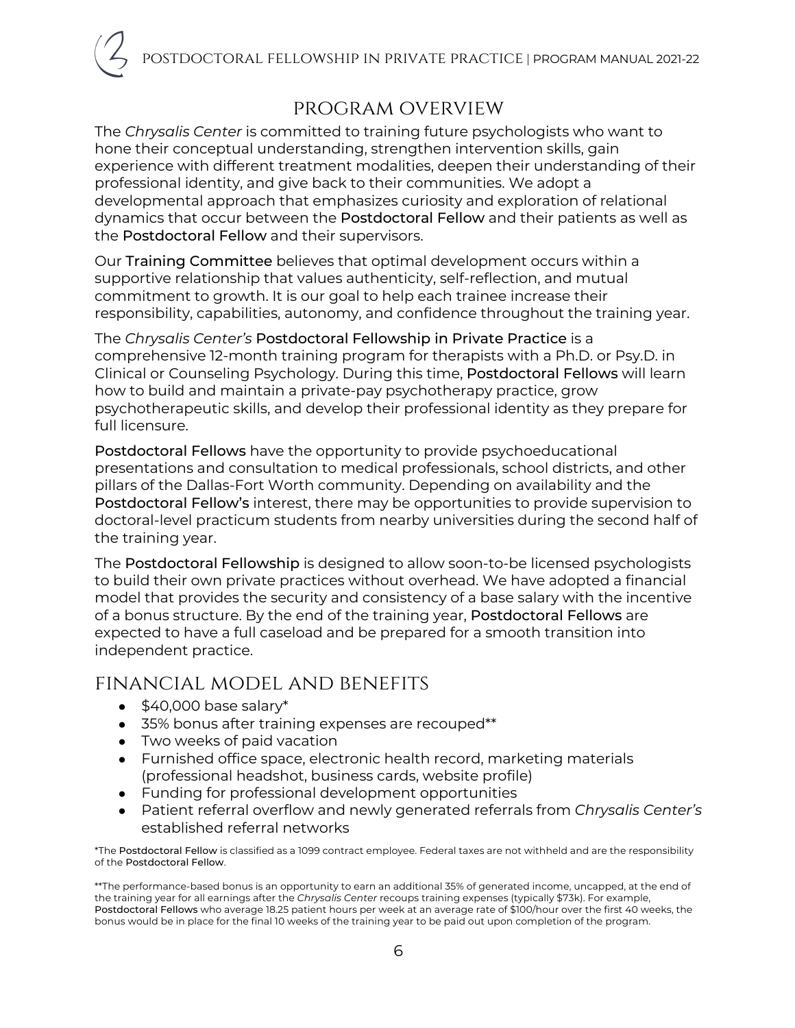## Program Overview

The *Chrysalis Center* is committed to training future psychologists who want to hone their conceptual understanding, strengthen intervention skills, gain experience with different treatment modalities, deepen their understanding of their professional identity, and give back to their communities. We adopt a developmental approach that emphasizes curiosity and exploration of relational dynamics that occur between the Postdoctoral Fellow and their patients as well as the Postdoctoral Fellow and their supervisors.

Our Training Committee believes that optimal development occurs within a supportive relationship that values authenticity, self-reflection, and mutual commitment to growth. It is our goal to help each trainee increase their responsibility, capabilities, autonomy, and confidence throughout the training year.

The *Chrysalis Center's* Postdoctoral Fellowship in Private Practice is a comprehensive 12-month training program for therapists with a Ph.D. or Psy.D. in Clinical or Counseling Psychology. During this time, Postdoctoral Fellows will learn how to build and maintain a private-pay psychotherapy practice, grow psychotherapeutic skills, and develop their professional identity as they prepare for full licensure.

Postdoctoral Fellows have the opportunity to provide psychoeducational presentations and consultation to medical professionals, school districts, and other pillars of the Dallas-Fort Worth community. Depending on availability and the Postdoctoral Fellow's interest, there may be opportunities to provide supervision to doctoral-level practicum students from nearby universities during the second half of the training year.

The Postdoctoral Fellowship is designed to allow soon-to-be licensed psychologists to build their own private practices without overhead. We have adopted a financial model that provides the security and consistency of a base salary with the incentive of a bonus structure. By the end of the training year, Postdoctoral Fellows are expected to have a full caseload and be prepared for a smooth transition into independent practice.

## Financial Model and Benefits

- $40,000 base salary*
- 35% bonus after training expenses are recouped**
- Two weeks of paid vacation
- Furnished office space, electronic health record, marketing materials (professional headshot, business cards, website profile)
- Funding for professional development opportunities
- Patient referral overflow and newly generated referrals from *Chrysalis Center's* established referral networks

*The Postdoctoral Fellow is classified as a 1099 contract employee. Federal taxes are not withheld and are the responsibility of the Postdoctoral Fellow.

**The performance-based bonus is an opportunity to earn an additional 35% of generated income, uncapped, at the end of the training year for all earnings after the *Chrysalis Center* recoups training expenses (typically $73k). For example, Postdoctoral Fellows who average 18.25 patient hours per week at an average rate of $100/hour over the first 40 weeks, the bonus would be in place for the final 10 weeks of the training year to be paid out upon completion of the program.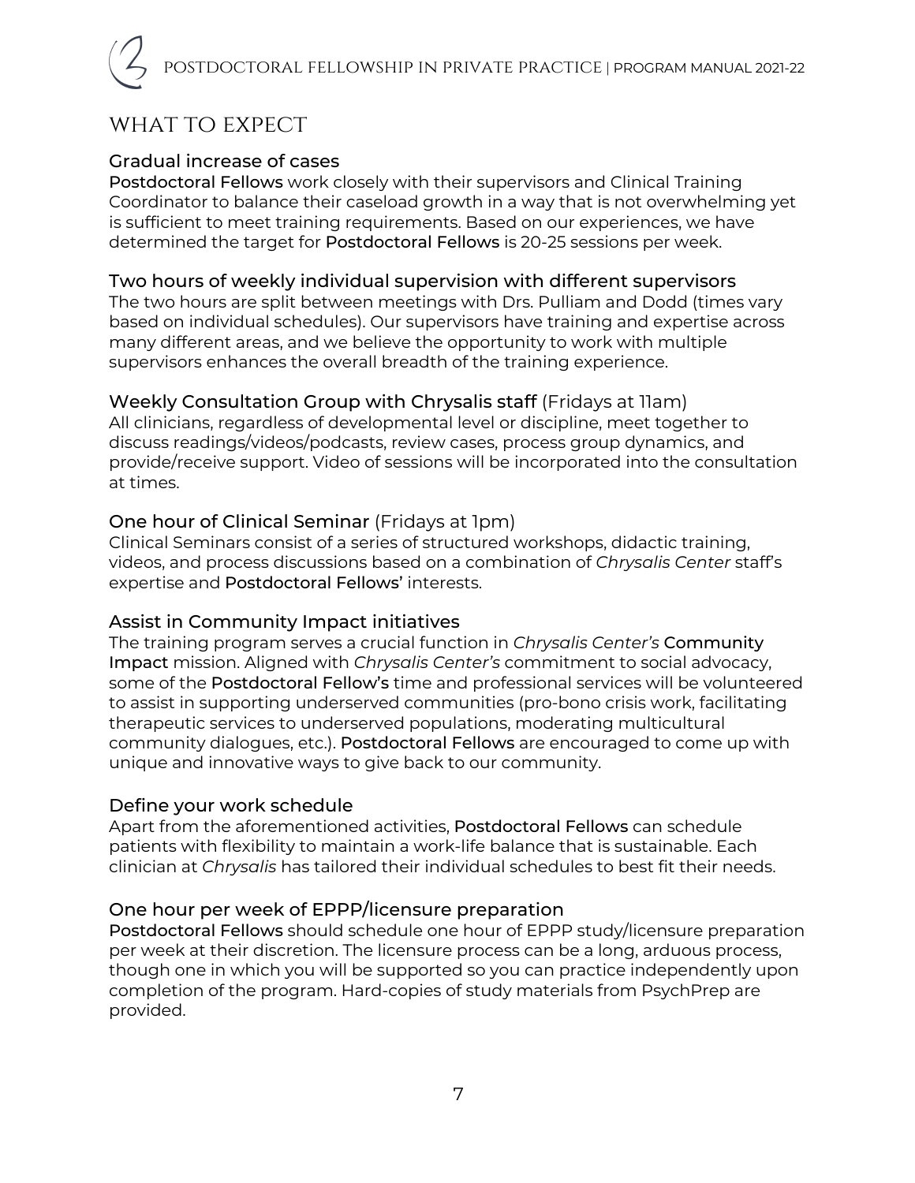## WHAT TO EXPECT

### Gradual increase of cases

Postdoctoral Fellows work closely with their supervisors and Clinical Training Coordinator to balance their caseload growth in a way that is not overwhelming yet is sufficient to meet training requirements. Based on our experiences, we have determined the target for Postdoctoral Fellows is 20-25 sessions per week.

### Two hours of weekly individual supervision with different supervisors

The two hours are split between meetings with Drs. Pulliam and Dodd (times vary based on individual schedules). Our supervisors have training and expertise across many different areas, and we believe the opportunity to work with multiple supervisors enhances the overall breadth of the training experience.

### Weekly Consultation Group with Chrysalis staff (Fridays at 11am)

All clinicians, regardless of developmental level or discipline, meet together to discuss readings/videos/podcasts, review cases, process group dynamics, and provide/receive support. Video of sessions will be incorporated into the consultation at times.

### One hour of Clinical Seminar (Fridays at 1pm)

Clinical Seminars consist of a series of structured workshops, didactic training, videos, and process discussions based on a combination of *Chrysalis Center* staff's expertise and Postdoctoral Fellows' interests.

### Assist in Community Impact initiatives

The training program serves a crucial function in *Chrysalis Center's* Community Impact mission. Aligned with *Chrysalis Center's* commitment to social advocacy, some of the Postdoctoral Fellow's time and professional services will be volunteered to assist in supporting underserved communities (pro-bono crisis work, facilitating therapeutic services to underserved populations, moderating multicultural community dialogues, etc.). Postdoctoral Fellows are encouraged to come up with unique and innovative ways to give back to our community.

### Define your work schedule

Apart from the aforementioned activities, Postdoctoral Fellows can schedule patients with flexibility to maintain a work-life balance that is sustainable. Each clinician at *Chrysalis* has tailored their individual schedules to best fit their needs.

### One hour per week of EPPP/licensure preparation

Postdoctoral Fellows should schedule one hour of EPPP study/licensure preparation per week at their discretion. The licensure process can be a long, arduous process, though one in which you will be supported so you can practice independently upon completion of the program. Hard-copies of study materials from PsychPrep are provided.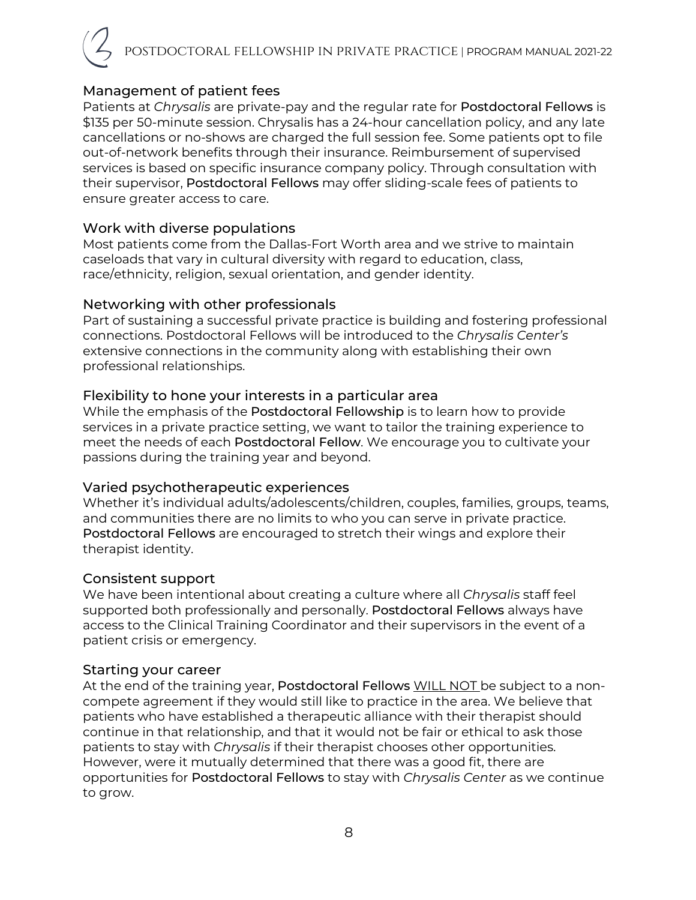## Management of patient fees

Patients at *Chrysalis* are private-pay and the regular rate for Postdoctoral Fellows is $135 per 50-minute session. Chrysalis has a 24-hour cancellation policy, and any late cancellations or no-shows are charged the full session fee. Some patients opt to file out-of-network benefits through their insurance. Reimbursement of supervised services is based on specific insurance company policy. Through consultation with their supervisor, Postdoctoral Fellows may offer sliding-scale fees of patients to ensure greater access to care.

## Work with diverse populations

Most patients come from the Dallas-Fort Worth area and we strive to maintain caseloads that vary in cultural diversity with regard to education, class, race/ethnicity, religion, sexual orientation, and gender identity.

## Networking with other professionals

Part of sustaining a successful private practice is building and fostering professional connections. Postdoctoral Fellows will be introduced to the *Chrysalis Center's* extensive connections in the community along with establishing their own professional relationships.

## Flexibility to hone your interests in a particular area

While the emphasis of the Postdoctoral Fellowship is to learn how to provide services in a private practice setting, we want to tailor the training experience to meet the needs of each Postdoctoral Fellow. We encourage you to cultivate your passions during the training year and beyond.

## Varied psychotherapeutic experiences

Whether it's individual adults/adolescents/children, couples, families, groups, teams, and communities there are no limits to who you can serve in private practice. Postdoctoral Fellows are encouraged to stretch their wings and explore their therapist identity.

## Consistent support

We have been intentional about creating a culture where all *Chrysalis* staff feel supported both professionally and personally. Postdoctoral Fellows always have access to the Clinical Training Coordinator and their supervisors in the event of a patient crisis or emergency.

## Starting your career

At the end of the training year, Postdoctoral Fellows <u>WILL NOT</u> be subject to a non-compete agreement if they would still like to practice in the area. We believe that patients who have established a therapeutic alliance with their therapist should continue in that relationship, and that it would not be fair or ethical to ask those patients to stay with *Chrysalis* if their therapist chooses other opportunities. However, were it mutually determined that there was a good fit, there are opportunities for Postdoctoral Fellows to stay with *Chrysalis Center* as we continue to grow.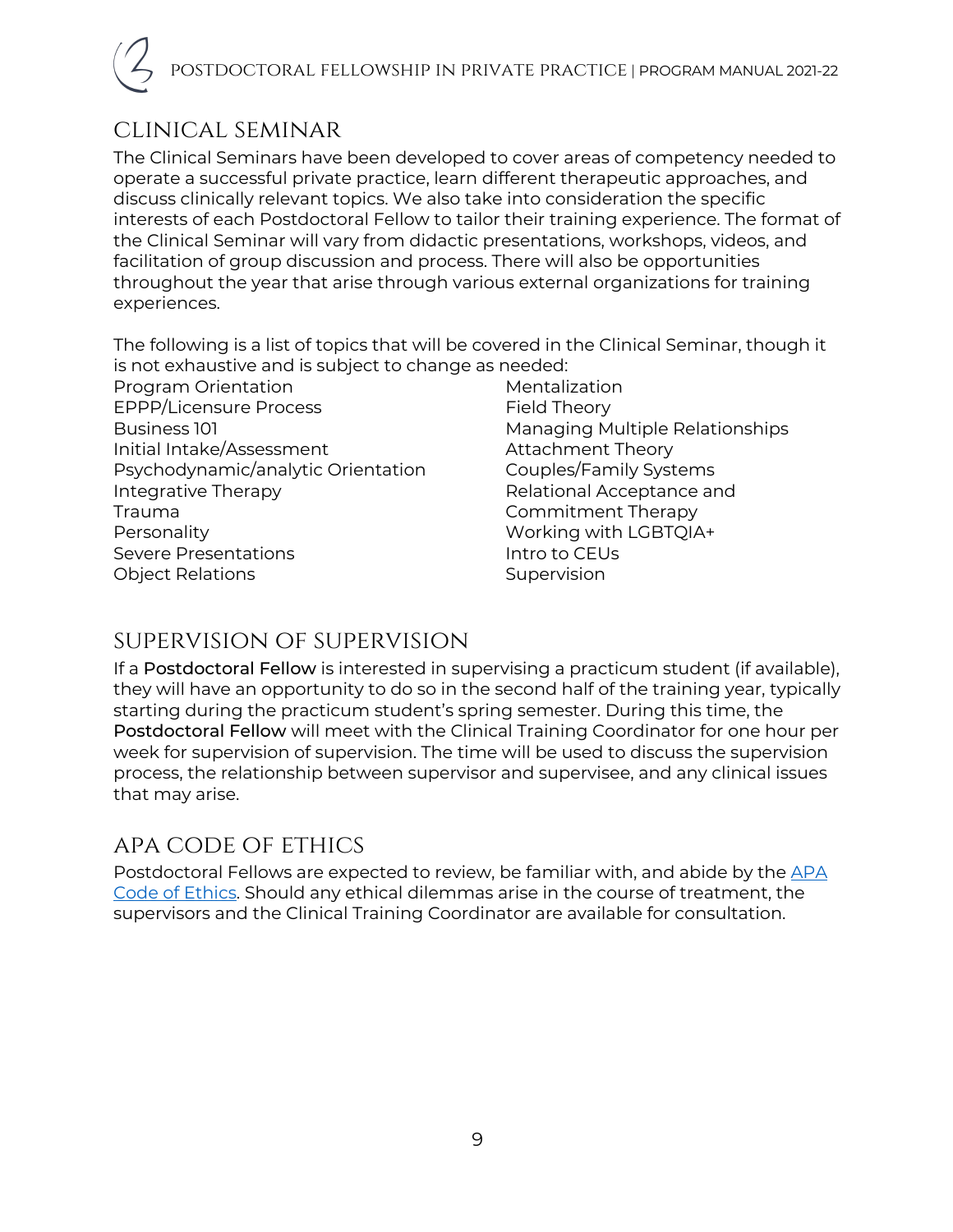## CLINICAL SEMINAR

The Clinical Seminars have been developed to cover areas of competency needed to operate a successful private practice, learn different therapeutic approaches, and discuss clinically relevant topics. We also take into consideration the specific interests of each Postdoctoral Fellow to tailor their training experience. The format of the Clinical Seminar will vary from didactic presentations, workshops, videos, and facilitation of group discussion and process. There will also be opportunities throughout the year that arise through various external organizations for training experiences.

The following is a list of topics that will be covered in the Clinical Seminar, though it is not exhaustive and is subject to change as needed:

- Program Orientation
- EPPP/Licensure Process
- Business 101
- Initial Intake/Assessment
- Psychodynamic/analytic Orientation
- Integrative Therapy
- Trauma
- Personality
- Severe Presentations
- Object Relations
- Mentalization
- Field Theory
- Managing Multiple Relationships
- Attachment Theory
- Couples/Family Systems
- Relational Acceptance and Commitment Therapy
- Working with LGBTQIA+
- Intro to CEUs
- Supervision

## SUPERVISION OF SUPERVISION

If a Postdoctoral Fellow is interested in supervising a practicum student (if available), they will have an opportunity to do so in the second half of the training year, typically starting during the practicum student's spring semester. During this time, the Postdoctoral Fellow will meet with the Clinical Training Coordinator for one hour per week for supervision of supervision. The time will be used to discuss the supervision process, the relationship between supervisor and supervisee, and any clinical issues that may arise.

## APA CODE OF ETHICS

Postdoctoral Fellows are expected to review, be familiar with, and abide by the APA Code of Ethics. Should any ethical dilemmas arise in the course of treatment, the supervisors and the Clinical Training Coordinator are available for consultation.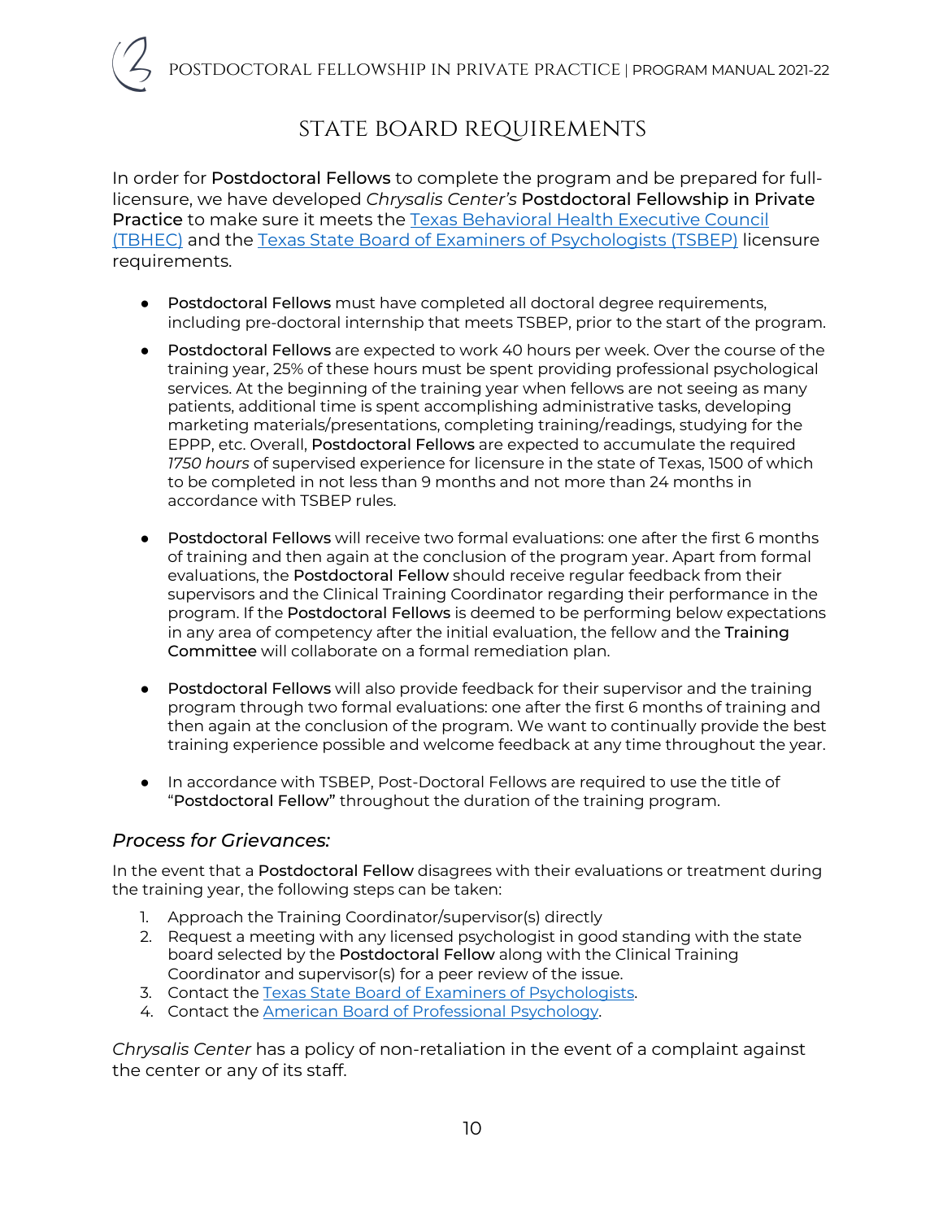# State Board Requirements

In order for **Postdoctoral Fellows** to complete the program and be prepared for full-licensure, we have developed *Chrysalis Center's* **Postdoctoral Fellowship in Private Practice** to make sure it meets the [Texas Behavioral Health Executive Council (TBHEC)]() and the [Texas State Board of Examiners of Psychologists (TSBEP)]() licensure requirements.

- **Postdoctoral Fellows** must have completed all doctoral degree requirements, including pre-doctoral internship that meets TSBEP, prior to the start of the program.
- **Postdoctoral Fellows** are expected to work 40 hours per week. Over the course of the training year, 25% of these hours must be spent providing professional psychological services. At the beginning of the training year when fellows are not seeing as many patients, additional time is spent accomplishing administrative tasks, developing marketing materials/presentations, completing training/readings, studying for the EPPP, etc. Overall, **Postdoctoral Fellows** are expected to accumulate the required *1750 hours* of supervised experience for licensure in the state of Texas, 1500 of which to be completed in not less than 9 months and not more than 24 months in accordance with TSBEP rules.
- **Postdoctoral Fellows** will receive two formal evaluations: one after the first 6 months of training and then again at the conclusion of the program year. Apart from formal evaluations, the **Postdoctoral Fellow** should receive regular feedback from their supervisors and the Clinical Training Coordinator regarding their performance in the program. If the **Postdoctoral Fellows** is deemed to be performing below expectations in any area of competency after the initial evaluation, the fellow and the **Training Committee** will collaborate on a formal remediation plan.
- **Postdoctoral Fellows** will also provide feedback for their supervisor and the training program through two formal evaluations: one after the first 6 months of training and then again at the conclusion of the program. We want to continually provide the best training experience possible and welcome feedback at any time throughout the year.
- In accordance with TSBEP, Post-Doctoral Fellows are required to use the title of "**Postdoctoral Fellow**" throughout the duration of the training program.

### *Process for Grievances:*

In the event that a **Postdoctoral Fellow** disagrees with their evaluations or treatment during the training year, the following steps can be taken:

1. Approach the Training Coordinator/supervisor(s) directly
2. Request a meeting with any licensed psychologist in good standing with the state board selected by the **Postdoctoral Fellow** along with the Clinical Training Coordinator and supervisor(s) for a peer review of the issue.
3. Contact the [Texas State Board of Examiners of Psychologists]().
4. Contact the [American Board of Professional Psychology]().

*Chrysalis Center* has a policy of non-retaliation in the event of a complaint against the center or any of its staff.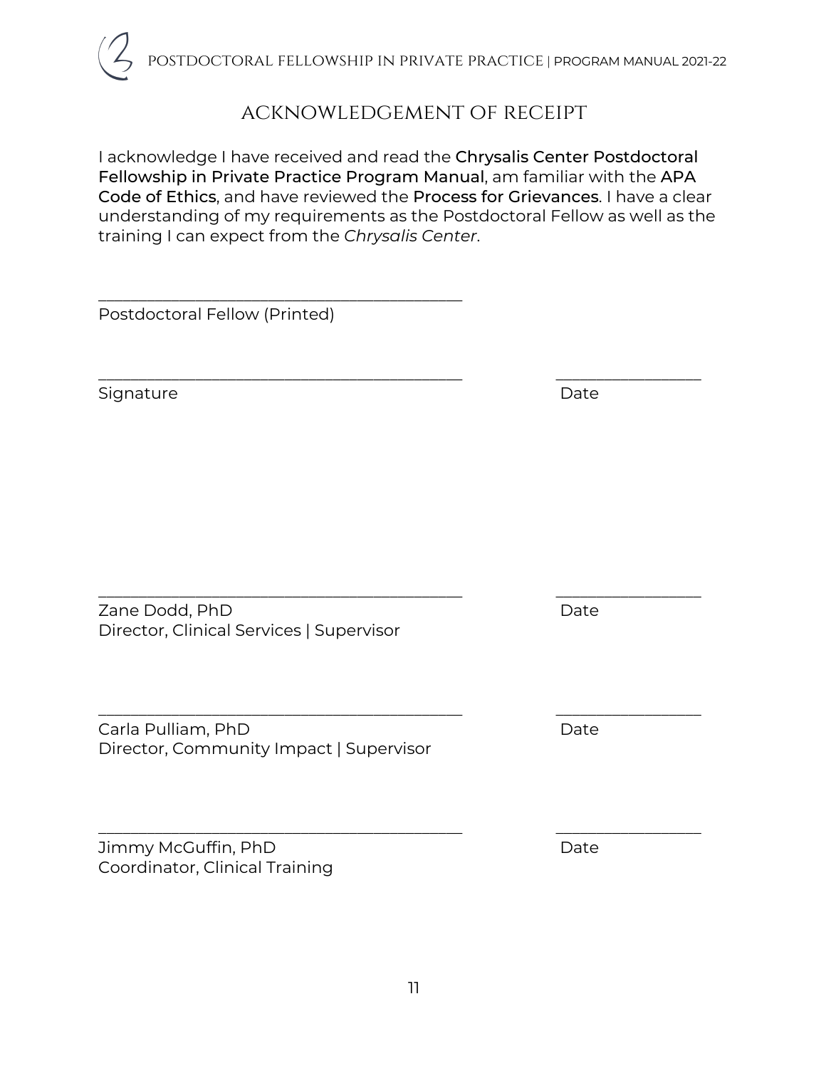# ACKNOWLEDGEMENT OF RECEIPT

I acknowledge I have received and read the Chrysalis Center Postdoctoral Fellowship in Private Practice Program Manual, am familiar with the APA Code of Ethics, and have reviewed the Process for Grievances. I have a clear understanding of my requirements as the Postdoctoral Fellow as well as the training I can expect from the *Chrysalis Center*.

\_\_\_\_\_\_\_\_\_\_\_\_\_\_\_\_\_\_\_\_\_\_\_\_\_\_\_\_\_\_\_\_\_\_\_\_\_\_\_\_\_\_\_\_

Postdoctoral Fellow (Printed)

\_\_\_\_\_\_\_\_\_\_\_\_\_\_\_\_\_\_\_\_\_\_\_\_\_\_\_\_\_\_\_\_\_\_\_\_\_\_\_\_\_\_\_\_ \_\_\_\_\_\_\_\_\_\_\_\_\_\_\_\_\_\_

Signature Date

\_\_\_\_\_\_\_\_\_\_\_\_\_\_\_\_\_\_\_\_\_\_\_\_\_\_\_\_\_\_\_\_\_\_\_\_\_\_\_\_\_\_\_\_ \_\_\_\_\_\_\_\_\_\_\_\_\_\_\_\_\_\_

Zane Dodd, PhD Date

Director, Clinical Services | Supervisor

\_\_\_\_\_\_\_\_\_\_\_\_\_\_\_\_\_\_\_\_\_\_\_\_\_\_\_\_\_\_\_\_\_\_\_\_\_\_\_\_\_\_\_\_ \_\_\_\_\_\_\_\_\_\_\_\_\_\_\_\_\_\_

Carla Pulliam, PhD Date

Director, Community Impact | Supervisor

\_\_\_\_\_\_\_\_\_\_\_\_\_\_\_\_\_\_\_\_\_\_\_\_\_\_\_\_\_\_\_\_\_\_\_\_\_\_\_\_\_\_\_\_ \_\_\_\_\_\_\_\_\_\_\_\_\_\_\_\_\_\_

Jimmy McGuffin, PhD Date

Coordinator, Clinical Training